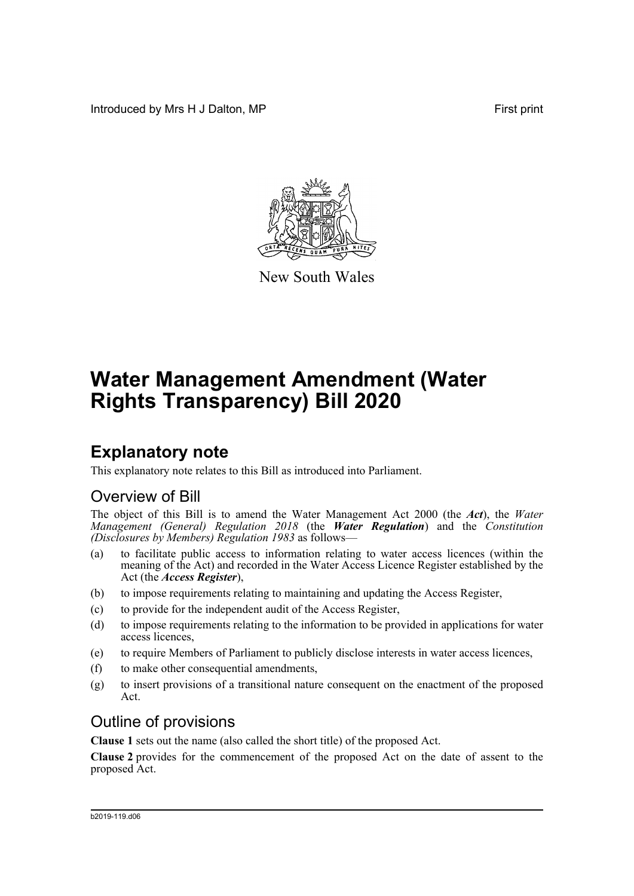Introduced by Mrs H J Dalton, MP

First print

New South Wales

# Water Management Amendment (Water Rights Transparency) Bill 2020

## Explanatory note

This explanatory note relates to this Bill as introduced into Parliament.

### Overview of Bill

The object of this Bill is to amend the Water Management Act 2000 (the ***Act***), the *Water Management (General) Regulation 2018* (the ***Water Regulation***) and the *Constitution (Disclosures by Members) Regulation 1983* as follows—

(a) to facilitate public access to information relating to water access licences (within the meaning of the Act) and recorded in the Water Access Licence Register established by the Act (the ***Access Register***),

(b) to impose requirements relating to maintaining and updating the Access Register,

(c) to provide for the independent audit of the Access Register,

(d) to impose requirements relating to the information to be provided in applications for water access licences,

(e) to require Members of Parliament to publicly disclose interests in water access licences,

(f) to make other consequential amendments,

(g) to insert provisions of a transitional nature consequent on the enactment of the proposed Act.

### Outline of provisions

**Clause 1** sets out the name (also called the short title) of the proposed Act.

**Clause 2** provides for the commencement of the proposed Act on the date of assent to the proposed Act.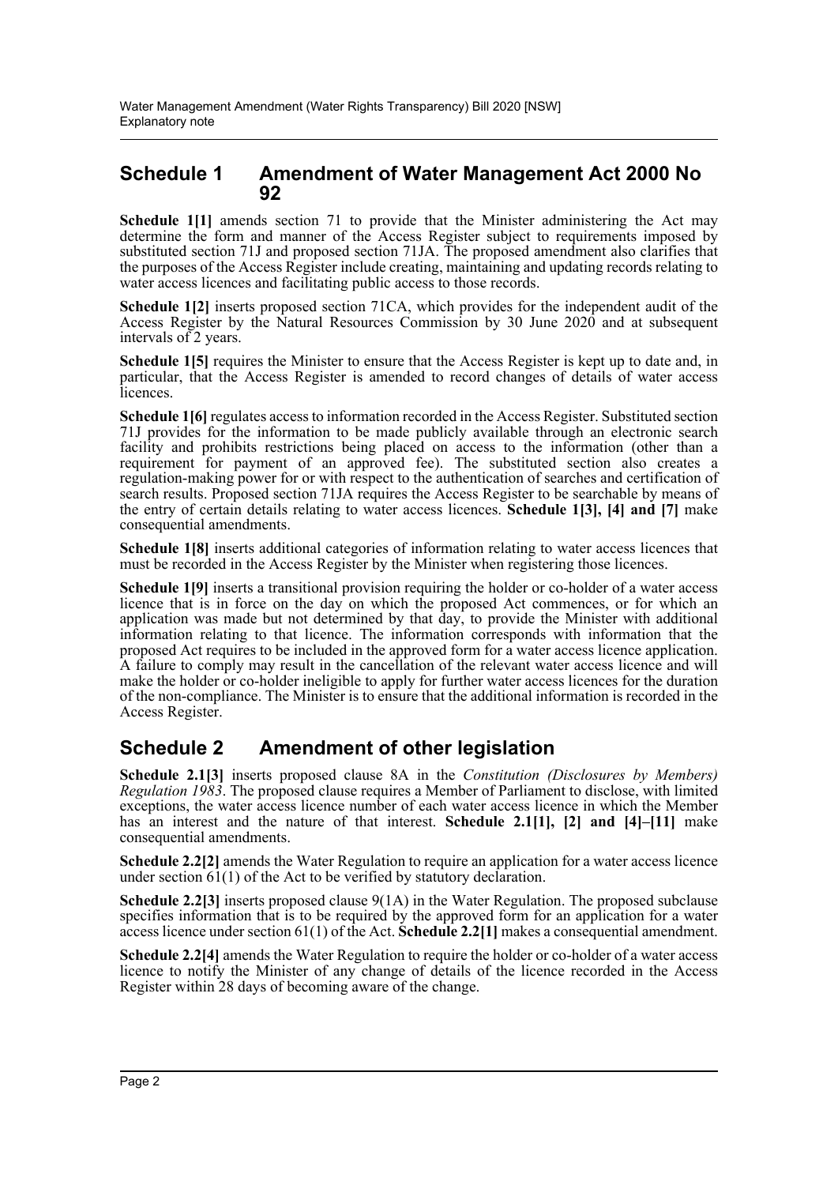## Schedule 1 Amendment of Water Management Act 2000 No 92

**Schedule 1[1]** amends section 71 to provide that the Minister administering the Act may determine the form and manner of the Access Register subject to requirements imposed by substituted section 71J and proposed section 71JA. The proposed amendment also clarifies that the purposes of the Access Register include creating, maintaining and updating records relating to water access licences and facilitating public access to those records.

**Schedule 1[2]** inserts proposed section 71CA, which provides for the independent audit of the Access Register by the Natural Resources Commission by 30 June 2020 and at subsequent intervals of 2 years.

**Schedule 1[5]** requires the Minister to ensure that the Access Register is kept up to date and, in particular, that the Access Register is amended to record changes of details of water access licences.

**Schedule 1[6]** regulates access to information recorded in the Access Register. Substituted section 71J provides for the information to be made publicly available through an electronic search facility and prohibits restrictions being placed on access to the information (other than a requirement for payment of an approved fee). The substituted section also creates a regulation-making power for or with respect to the authentication of searches and certification of search results. Proposed section 71JA requires the Access Register to be searchable by means of the entry of certain details relating to water access licences. **Schedule 1[3], [4] and [7]** make consequential amendments.

**Schedule 1[8]** inserts additional categories of information relating to water access licences that must be recorded in the Access Register by the Minister when registering those licences.

**Schedule 1[9]** inserts a transitional provision requiring the holder or co-holder of a water access licence that is in force on the day on which the proposed Act commences, or for which an application was made but not determined by that day, to provide the Minister with additional information relating to that licence. The information corresponds with information that the proposed Act requires to be included in the approved form for a water access licence application. A failure to comply may result in the cancellation of the relevant water access licence and will make the holder or co-holder ineligible to apply for further water access licences for the duration of the non-compliance. The Minister is to ensure that the additional information is recorded in the Access Register.

## Schedule 2 Amendment of other legislation

**Schedule 2.1[3]** inserts proposed clause 8A in the *Constitution (Disclosures by Members) Regulation 1983*. The proposed clause requires a Member of Parliament to disclose, with limited exceptions, the water access licence number of each water access licence in which the Member has an interest and the nature of that interest. **Schedule 2.1[1], [2] and [4]–[11]** make consequential amendments.

**Schedule 2.2[2]** amends the Water Regulation to require an application for a water access licence under section 61(1) of the Act to be verified by statutory declaration.

**Schedule 2.2[3]** inserts proposed clause 9(1A) in the Water Regulation. The proposed subclause specifies information that is to be required by the approved form for an application for a water access licence under section 61(1) of the Act. **Schedule 2.2[1]** makes a consequential amendment.

**Schedule 2.2[4]** amends the Water Regulation to require the holder or co-holder of a water access licence to notify the Minister of any change of details of the licence recorded in the Access Register within 28 days of becoming aware of the change.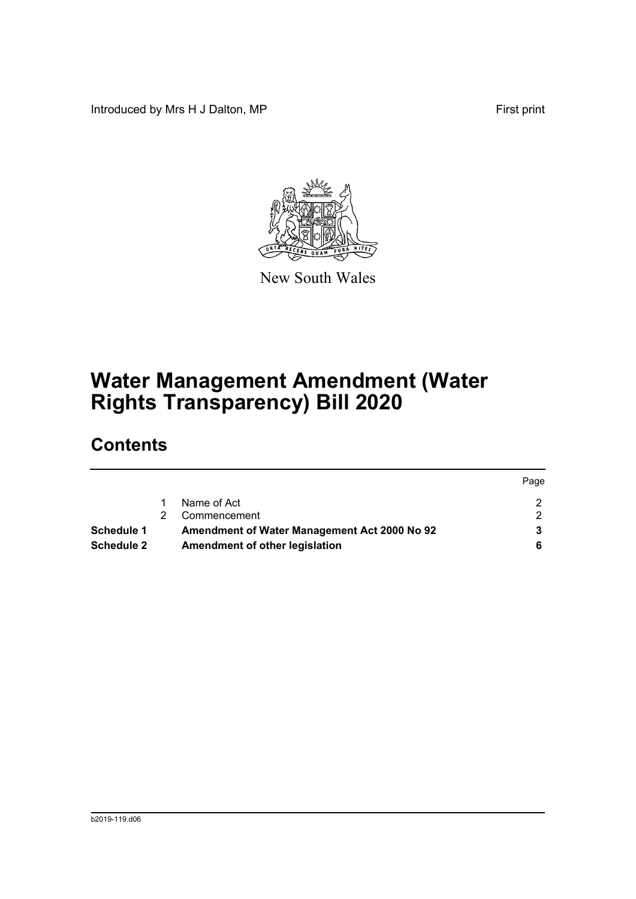Introduced by Mrs H J Dalton, MP First print

New South Wales

# Water Management Amendment (Water Rights Transparency) Bill 2020

## Contents

| | | | Page |
|---|---|---|---|
| | 1 | Name of Act | 2 |
| | 2 | Commencement | 2 |
| **Schedule 1** | | **Amendment of Water Management Act 2000 No 92** | **3** |
| **Schedule 2** | | **Amendment of other legislation** | **6** |

b2019-119.d06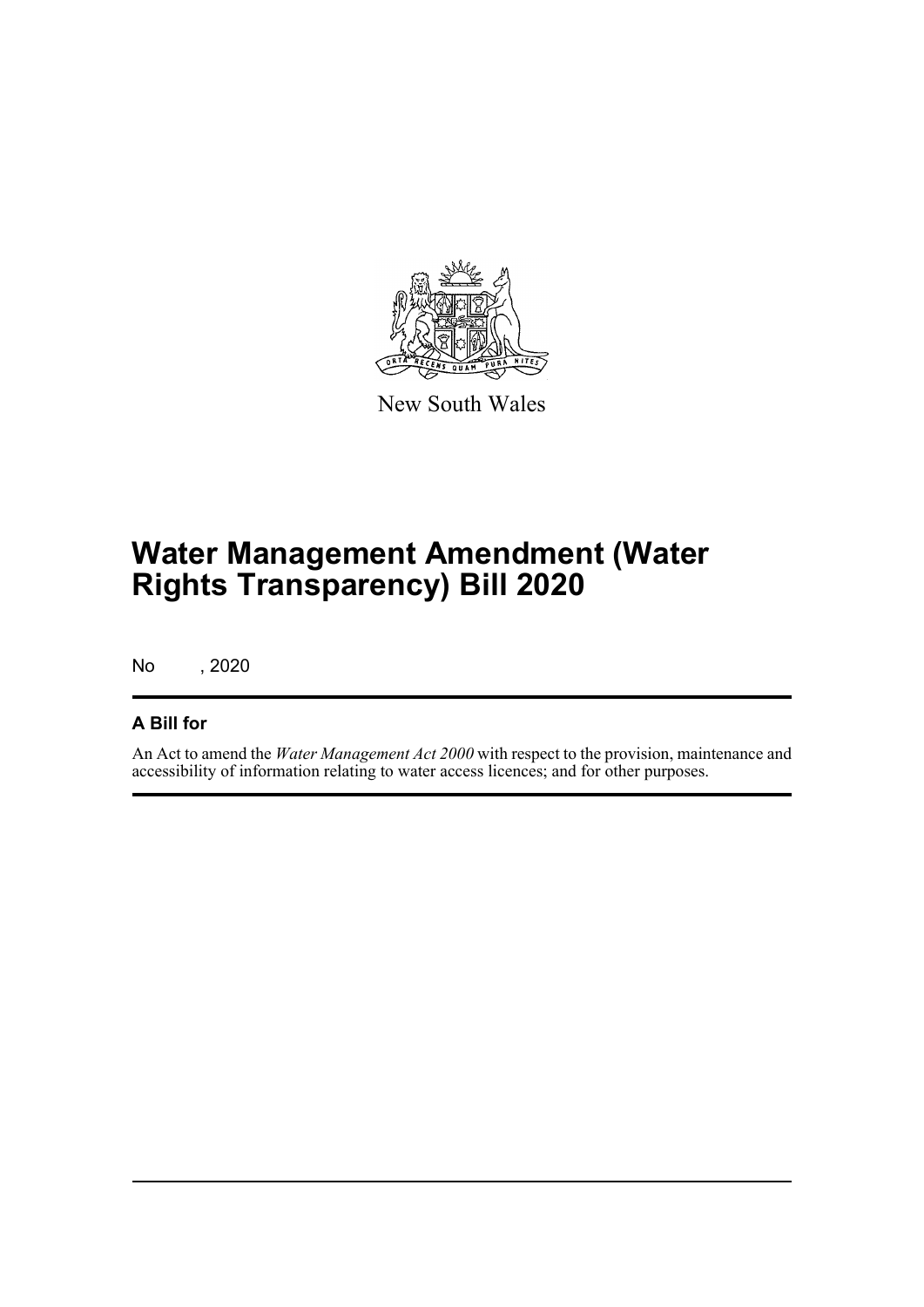New South Wales

# Water Management Amendment (Water Rights Transparency) Bill 2020

No , 2020

## A Bill for

An Act to amend the *Water Management Act 2000* with respect to the provision, maintenance and accessibility of information relating to water access licences; and for other purposes.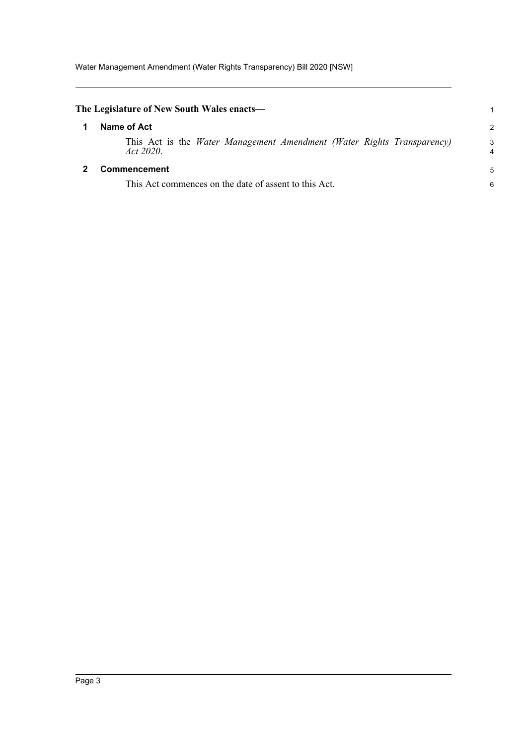**The Legislature of New South Wales enacts—**

## 1 Name of Act

This Act is the *Water Management Amendment (Water Rights Transparency) Act 2020*.

## 2 Commencement

This Act commences on the date of assent to this Act.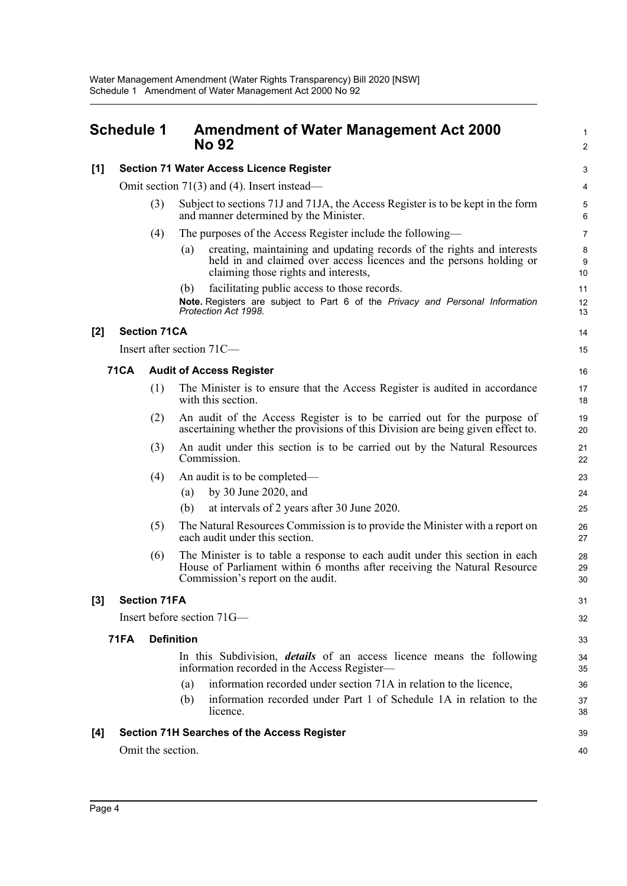# Schedule 1 Amendment of Water Management Act 2000 No 92

## [1] Section 71 Water Access Licence Register

Omit section 71(3) and (4). Insert instead—

(3) Subject to sections 71J and 71JA, the Access Register is to be kept in the form and manner determined by the Minister.

(4) The purposes of the Access Register include the following—

(a) creating, maintaining and updating records of the rights and interests held in and claimed over access licences and the persons holding or claiming those rights and interests,

(b) facilitating public access to those records.

**Note.** Registers are subject to Part 6 of the *Privacy and Personal Information Protection Act 1998*.

## [2] Section 71CA

Insert after section 71C—

### 71CA Audit of Access Register

(1) The Minister is to ensure that the Access Register is audited in accordance with this section.

(2) An audit of the Access Register is to be carried out for the purpose of ascertaining whether the provisions of this Division are being given effect to.

(3) An audit under this section is to be carried out by the Natural Resources Commission.

(4) An audit is to be completed—

(a) by 30 June 2020, and

(b) at intervals of 2 years after 30 June 2020.

(5) The Natural Resources Commission is to provide the Minister with a report on each audit under this section.

(6) The Minister is to table a response to each audit under this section in each House of Parliament within 6 months after receiving the Natural Resource Commission's report on the audit.

## [3] Section 71FA

Insert before section 71G—

### 71FA Definition

In this Subdivision, ***details*** of an access licence means the following information recorded in the Access Register—

(a) information recorded under section 71A in relation to the licence,

(b) information recorded under Part 1 of Schedule 1A in relation to the licence.

## [4] Section 71H Searches of the Access Register

Omit the section.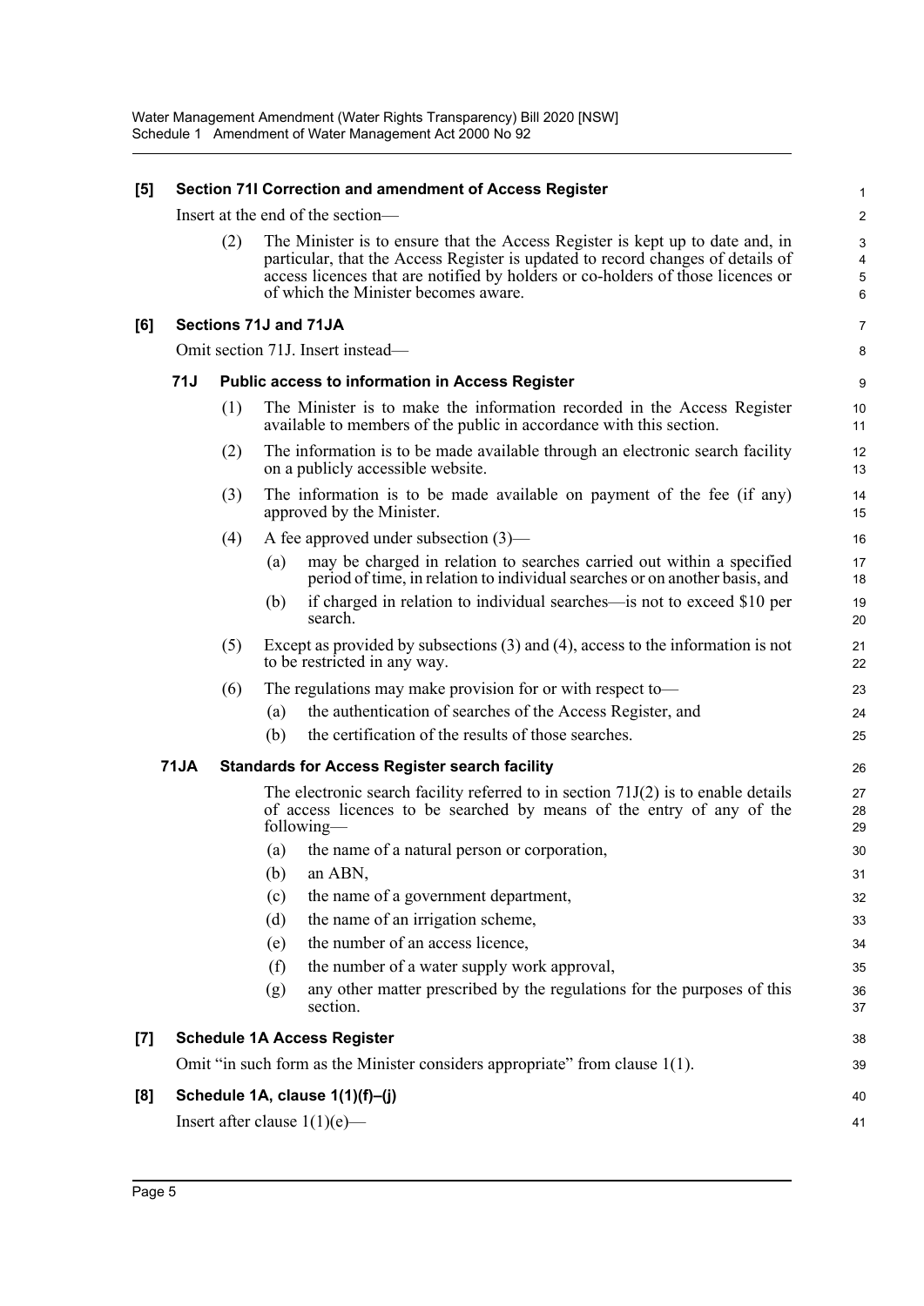**[5] Section 71I Correction and amendment of Access Register**

Insert at the end of the section—

(2) The Minister is to ensure that the Access Register is kept up to date and, in particular, that the Access Register is updated to record changes of details of access licences that are notified by holders or co-holders of those licences or of which the Minister becomes aware.

**[6] Sections 71J and 71JA**

Omit section 71J. Insert instead—

**71J Public access to information in Access Register**

(1) The Minister is to make the information recorded in the Access Register available to members of the public in accordance with this section.

(2) The information is to be made available through an electronic search facility on a publicly accessible website.

(3) The information is to be made available on payment of the fee (if any) approved by the Minister.

(4) A fee approved under subsection (3)—

(a) may be charged in relation to searches carried out within a specified period of time, in relation to individual searches or on another basis, and

(b) if charged in relation to individual searches—is not to exceed $10 per search.

(5) Except as provided by subsections (3) and (4), access to the information is not to be restricted in any way.

(6) The regulations may make provision for or with respect to—

(a) the authentication of searches of the Access Register, and

(b) the certification of the results of those searches.

**71JA Standards for Access Register search facility**

The electronic search facility referred to in section 71J(2) is to enable details of access licences to be searched by means of the entry of any of the following—

(a) the name of a natural person or corporation,

(b) an ABN,

(c) the name of a government department,

(d) the name of an irrigation scheme,

(e) the number of an access licence,

(f) the number of a water supply work approval,

(g) any other matter prescribed by the regulations for the purposes of this section.

**[7] Schedule 1A Access Register**

Omit "in such form as the Minister considers appropriate" from clause 1(1).

**[8] Schedule 1A, clause 1(1)(f)–(j)**

Insert after clause 1(1)(e)—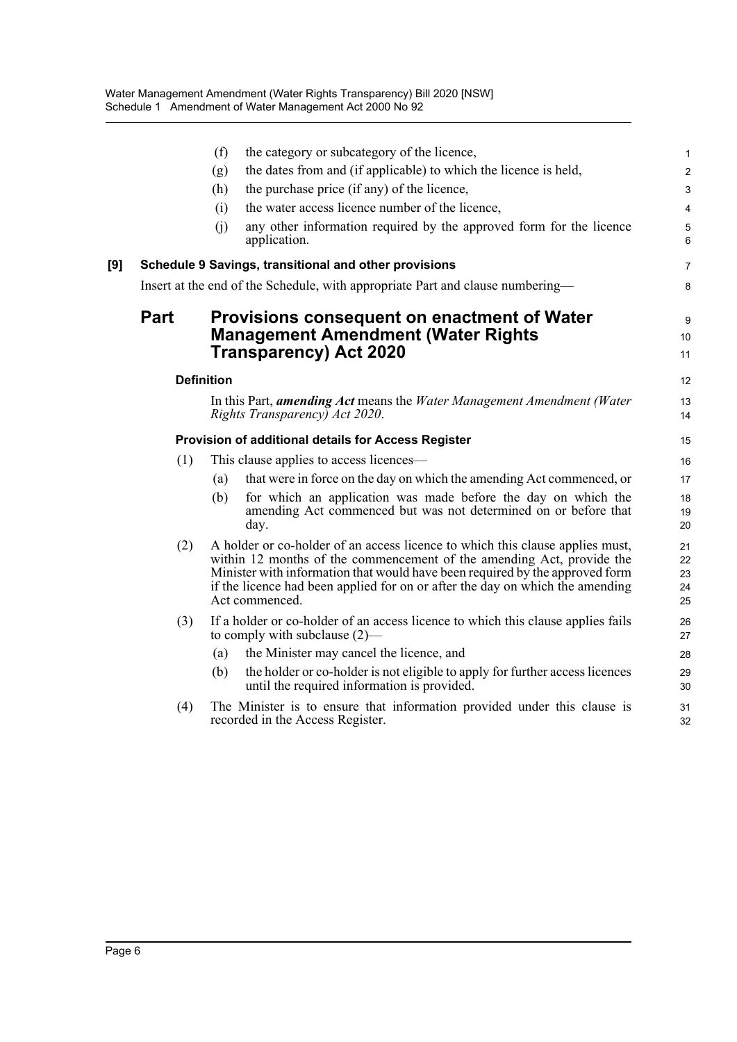(f) the category or subcategory of the licence,

(g) the dates from and (if applicable) to which the licence is held,

(h) the purchase price (if any) of the licence,

(i) the water access licence number of the licence,

(j) any other information required by the approved form for the licence application.

**[9] Schedule 9 Savings, transitional and other provisions**

Insert at the end of the Schedule, with appropriate Part and clause numbering—

## Part Provisions consequent on enactment of Water Management Amendment (Water Rights Transparency) Act 2020

### Definition

In this Part, ***amending Act*** means the *Water Management Amendment (Water Rights Transparency) Act 2020*.

### Provision of additional details for Access Register

(1) This clause applies to access licences—

(a) that were in force on the day on which the amending Act commenced, or

(b) for which an application was made before the day on which the amending Act commenced but was not determined on or before that day.

(2) A holder or co-holder of an access licence to which this clause applies must, within 12 months of the commencement of the amending Act, provide the Minister with information that would have been required by the approved form if the licence had been applied for on or after the day on which the amending Act commenced.

(3) If a holder or co-holder of an access licence to which this clause applies fails to comply with subclause (2)—

(a) the Minister may cancel the licence, and

(b) the holder or co-holder is not eligible to apply for further access licences until the required information is provided.

(4) The Minister is to ensure that information provided under this clause is recorded in the Access Register.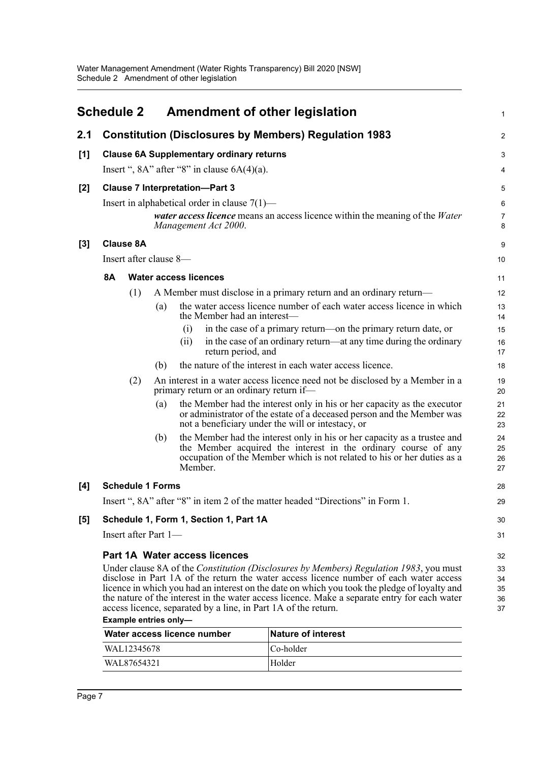# Schedule 2 Amendment of other legislation

## 2.1 Constitution (Disclosures by Members) Regulation 1983

### [1] Clause 6A Supplementary ordinary returns

Insert ", 8A" after "8" in clause 6A(4)(a).

### [2] Clause 7 Interpretation—Part 3

Insert in alphabetical order in clause 7(1)—

> ***water access licence*** means an access licence within the meaning of the *Water Management Act 2000*.

### [3] Clause 8A

Insert after clause 8—

**8A Water access licences**

(1) A Member must disclose in a primary return and an ordinary return—

(a) the water access licence number of each water access licence in which the Member had an interest—

(i) in the case of a primary return—on the primary return date, or

(ii) in the case of an ordinary return—at any time during the ordinary return period, and

(b) the nature of the interest in each water access licence.

(2) An interest in a water access licence need not be disclosed by a Member in a primary return or an ordinary return if—

(a) the Member had the interest only in his or her capacity as the executor or administrator of the estate of a deceased person and the Member was not a beneficiary under the will or intestacy, or

(b) the Member had the interest only in his or her capacity as a trustee and the Member acquired the interest in the ordinary course of any occupation of the Member which is not related to his or her duties as a Member.

### [4] Schedule 1 Forms

Insert ", 8A" after "8" in item 2 of the matter headed "Directions" in Form 1.

### [5] Schedule 1, Form 1, Section 1, Part 1A

Insert after Part 1—

**Part 1A Water access licences**

Under clause 8A of the *Constitution (Disclosures by Members) Regulation 1983*, you must disclose in Part 1A of the return the water access licence number of each water access licence in which you had an interest on the date on which you took the pledge of loyalty and the nature of the interest in the water access licence. Make a separate entry for each water access licence, separated by a line, in Part 1A of the return.

**Example entries only—**

| Water access licence number | Nature of interest |
| --- | --- |
| WAL12345678 | Co-holder |
| WAL87654321 | Holder |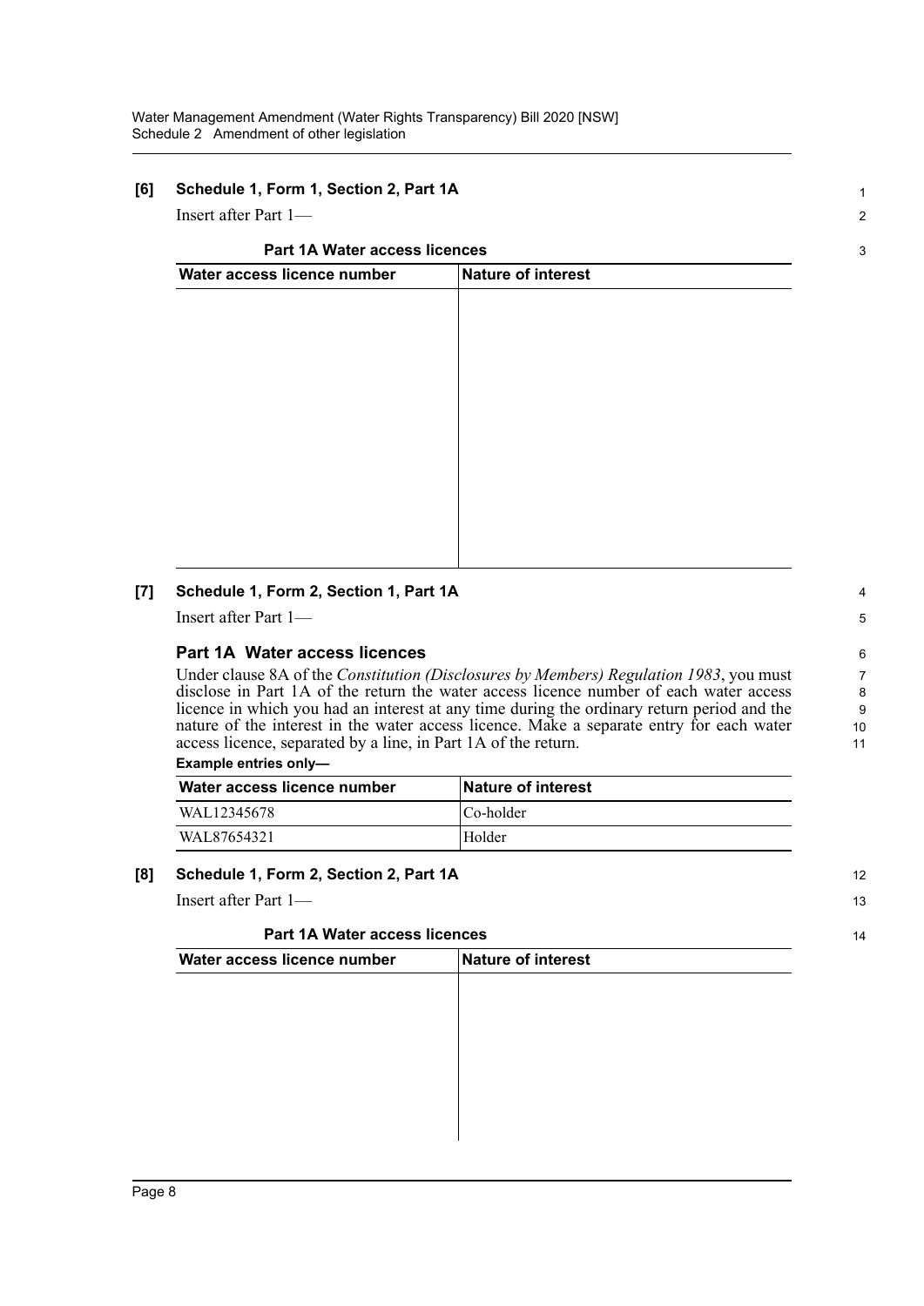**[6] Schedule 1, Form 1, Section 2, Part 1A**

Insert after Part 1—

**Part 1A Water access licences**

| Water access licence number | Nature of interest |
|---|---|
| | |

**[7] Schedule 1, Form 2, Section 1, Part 1A**

Insert after Part 1—

### Part 1A Water access licences

Under clause 8A of the *Constitution (Disclosures by Members) Regulation 1983*, you must disclose in Part 1A of the return the water access licence number of each water access licence in which you had an interest at any time during the ordinary return period and the nature of the interest in the water access licence. Make a separate entry for each water access licence, separated by a line, in Part 1A of the return.

**Example entries only—**

| Water access licence number | Nature of interest |
|---|---|
| WAL12345678 | Co-holder |
| WAL87654321 | Holder |

**[8] Schedule 1, Form 2, Section 2, Part 1A**

Insert after Part 1—

**Part 1A Water access licences**

| Water access licence number | Nature of interest |
|---|---|
| | |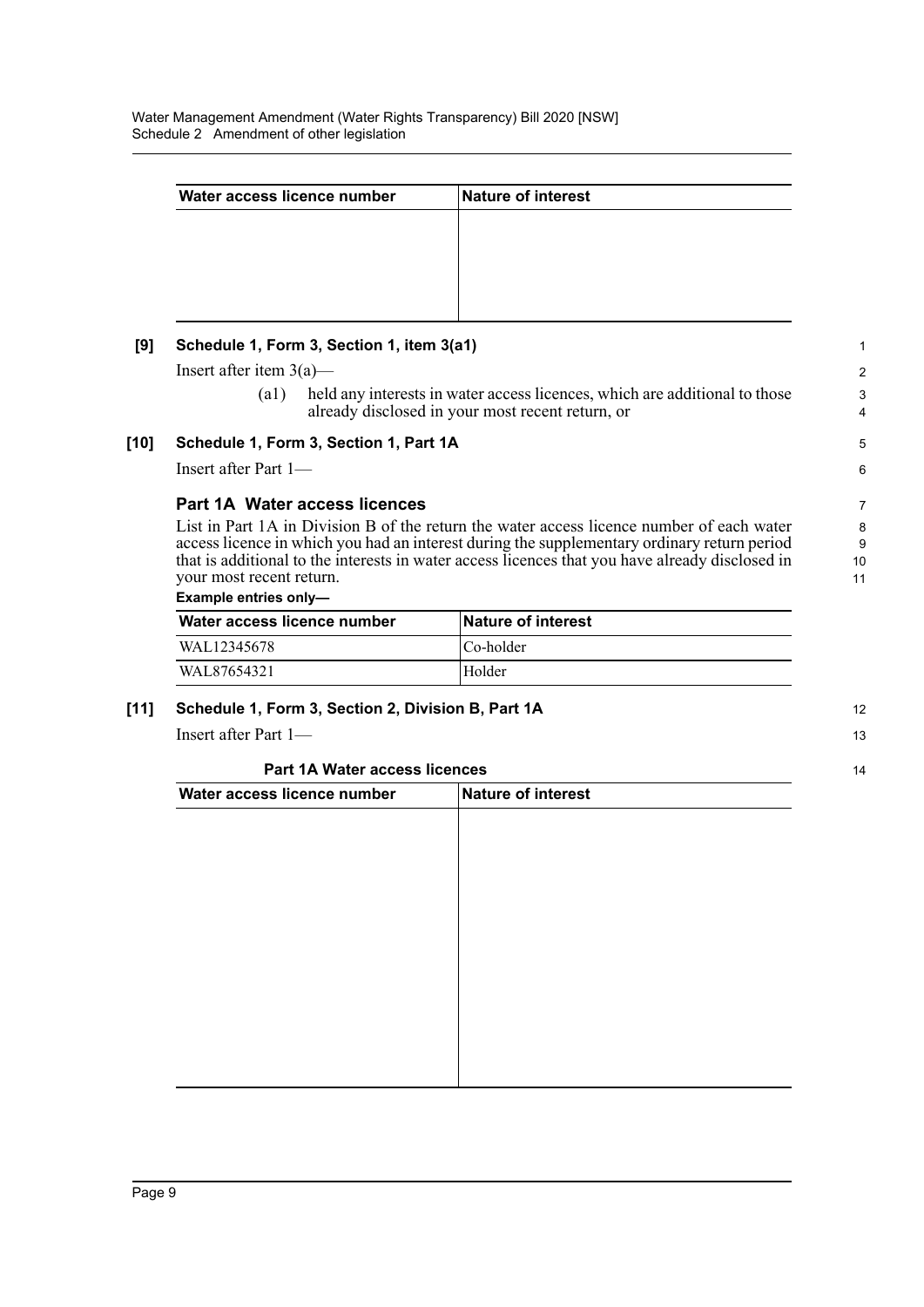| Water access licence number | Nature of interest |
| --- | --- |
| | |

**[9] Schedule 1, Form 3, Section 1, item 3(a1)**

Insert after item 3(a)—

(a1) held any interests in water access licences, which are additional to those already disclosed in your most recent return, or

**[10] Schedule 1, Form 3, Section 1, Part 1A**

Insert after Part 1—

### Part 1A Water access licences

List in Part 1A in Division B of the return the water access licence number of each water access licence in which you had an interest during the supplementary ordinary return period that is additional to the interests in water access licences that you have already disclosed in your most recent return.

**Example entries only—**

| Water access licence number | Nature of interest |
| --- | --- |
| WAL12345678 | Co-holder |
| WAL87654321 | Holder |

**[11] Schedule 1, Form 3, Section 2, Division B, Part 1A**

Insert after Part 1—

**Part 1A Water access licences**

| Water access licence number | Nature of interest |
| --- | --- |
| | |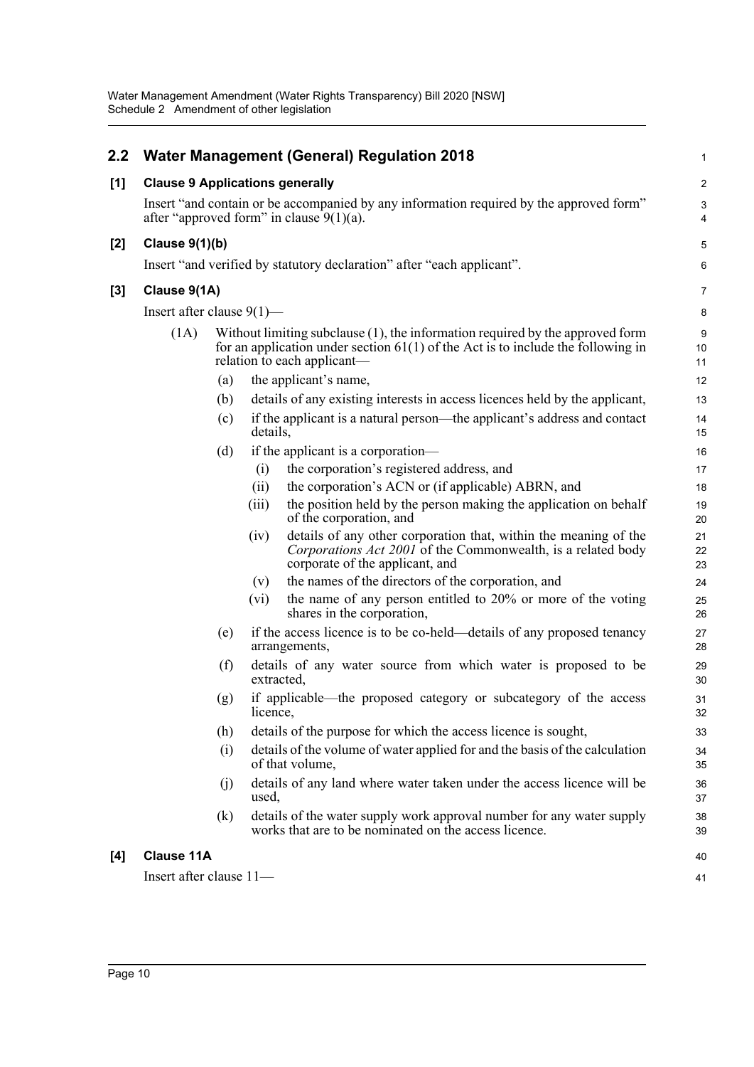## 2.2 Water Management (General) Regulation 2018

### [1] Clause 9 Applications generally

Insert "and contain or be accompanied by any information required by the approved form" after "approved form" in clause 9(1)(a).

### [2] Clause 9(1)(b)

Insert "and verified by statutory declaration" after "each applicant".

### [3] Clause 9(1A)

Insert after clause 9(1)—

(1A) Without limiting subclause (1), the information required by the approved form for an application under section 61(1) of the Act is to include the following in relation to each applicant—

(a) the applicant's name,

(b) details of any existing interests in access licences held by the applicant,

(c) if the applicant is a natural person—the applicant's address and contact details,

(d) if the applicant is a corporation—

(i) the corporation's registered address, and

(ii) the corporation's ACN or (if applicable) ABRN, and

(iii) the position held by the person making the application on behalf of the corporation, and

(iv) details of any other corporation that, within the meaning of the *Corporations Act 2001* of the Commonwealth, is a related body corporate of the applicant, and

(v) the names of the directors of the corporation, and

(vi) the name of any person entitled to 20% or more of the voting shares in the corporation,

(e) if the access licence is to be co-held—details of any proposed tenancy arrangements,

(f) details of any water source from which water is proposed to be extracted,

(g) if applicable—the proposed category or subcategory of the access licence,

(h) details of the purpose for which the access licence is sought,

(i) details of the volume of water applied for and the basis of the calculation of that volume,

(j) details of any land where water taken under the access licence will be used,

(k) details of the water supply work approval number for any water supply works that are to be nominated on the access licence.

### [4] Clause 11A

Insert after clause 11—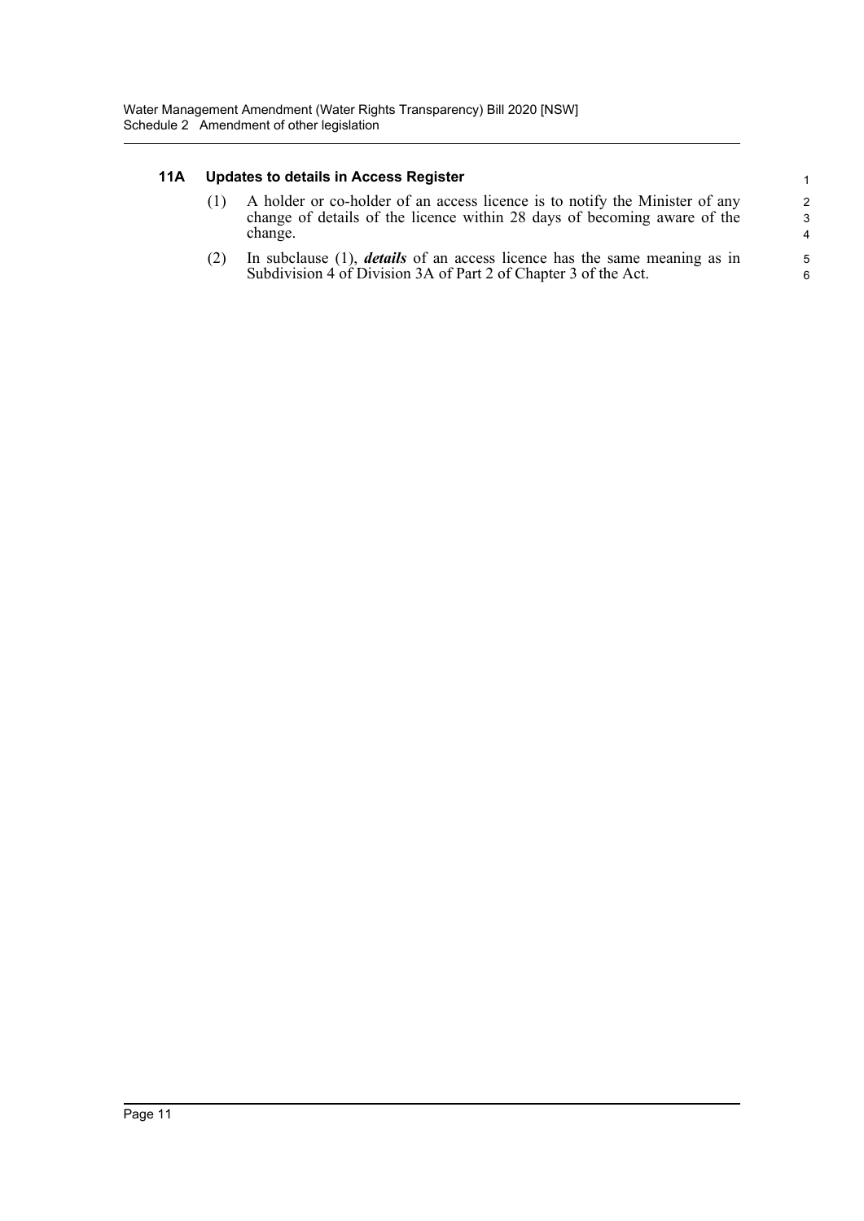### 11A Updates to details in Access Register

(1) A holder or co-holder of an access licence is to notify the Minister of any change of details of the licence within 28 days of becoming aware of the change.

(2) In subclause (1), ***details*** of an access licence has the same meaning as in Subdivision 4 of Division 3A of Part 2 of Chapter 3 of the Act.